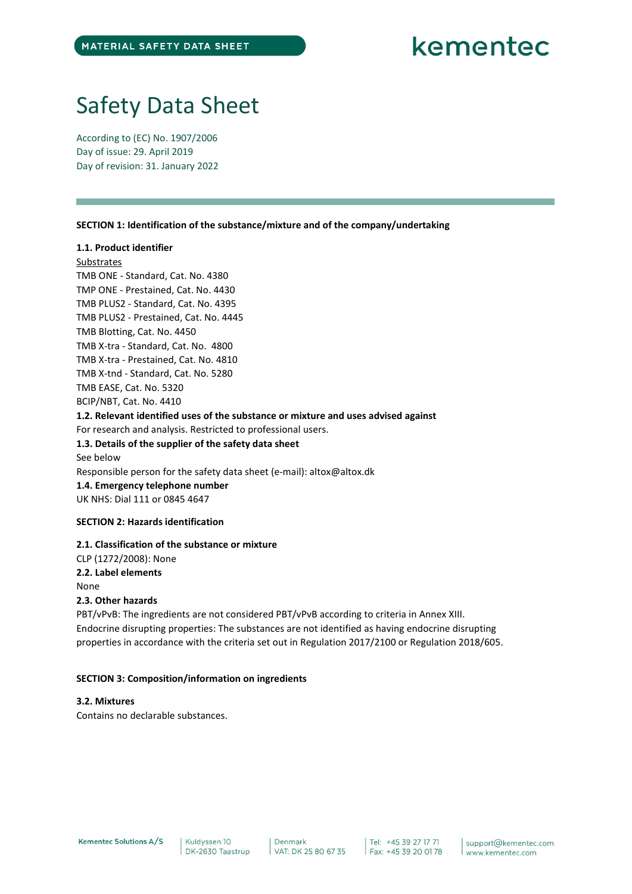# Safety Data Sheet

According to (EC) No. 1907/2006
Day of issue: 29. April 2019
Day of revision: 31. January 2022

**SECTION 1: Identification of the substance/mixture and of the company/undertaking**

**1.1. Product identifier**

Substrates
TMB ONE - Standard, Cat. No. 4380
TMP ONE - Prestained, Cat. No. 4430
TMB PLUS2 - Standard, Cat. No. 4395
TMB PLUS2 - Prestained, Cat. No. 4445
TMB Blotting, Cat. No. 4450
TMB X-tra - Standard, Cat. No. 4800
TMB X-tra - Prestained, Cat. No. 4810
TMB X-tnd - Standard, Cat. No. 5280
TMB EASE, Cat. No. 5320
BCIP/NBT, Cat. No. 4410

**1.2. Relevant identified uses of the substance or mixture and uses advised against**

For research and analysis. Restricted to professional users.

**1.3. Details of the supplier of the safety data sheet**

See below
Responsible person for the safety data sheet (e-mail): altox@altox.dk

**1.4. Emergency telephone number**

UK NHS: Dial 111 or 0845 4647

**SECTION 2: Hazards identification**

**2.1. Classification of the substance or mixture**

CLP (1272/2008): None

**2.2. Label elements**

None

**2.3. Other hazards**

PBT/vPvB: The ingredients are not considered PBT/vPvB according to criteria in Annex XIII.
Endocrine disrupting properties: The substances are not identified as having endocrine disrupting properties in accordance with the criteria set out in Regulation 2017/2100 or Regulation 2018/605.

**SECTION 3: Composition/information on ingredients**

**3.2. Mixtures**

Contains no declarable substances.

Kementec Solutions A/S | Kuldyssen 10 DK-2630 Taastrup | Denmark VAT: DK 25 80 67 35 | Tel: +45 39 27 17 71 Fax: +45 39 20 01 78 | support@kementec.com www.kementec.com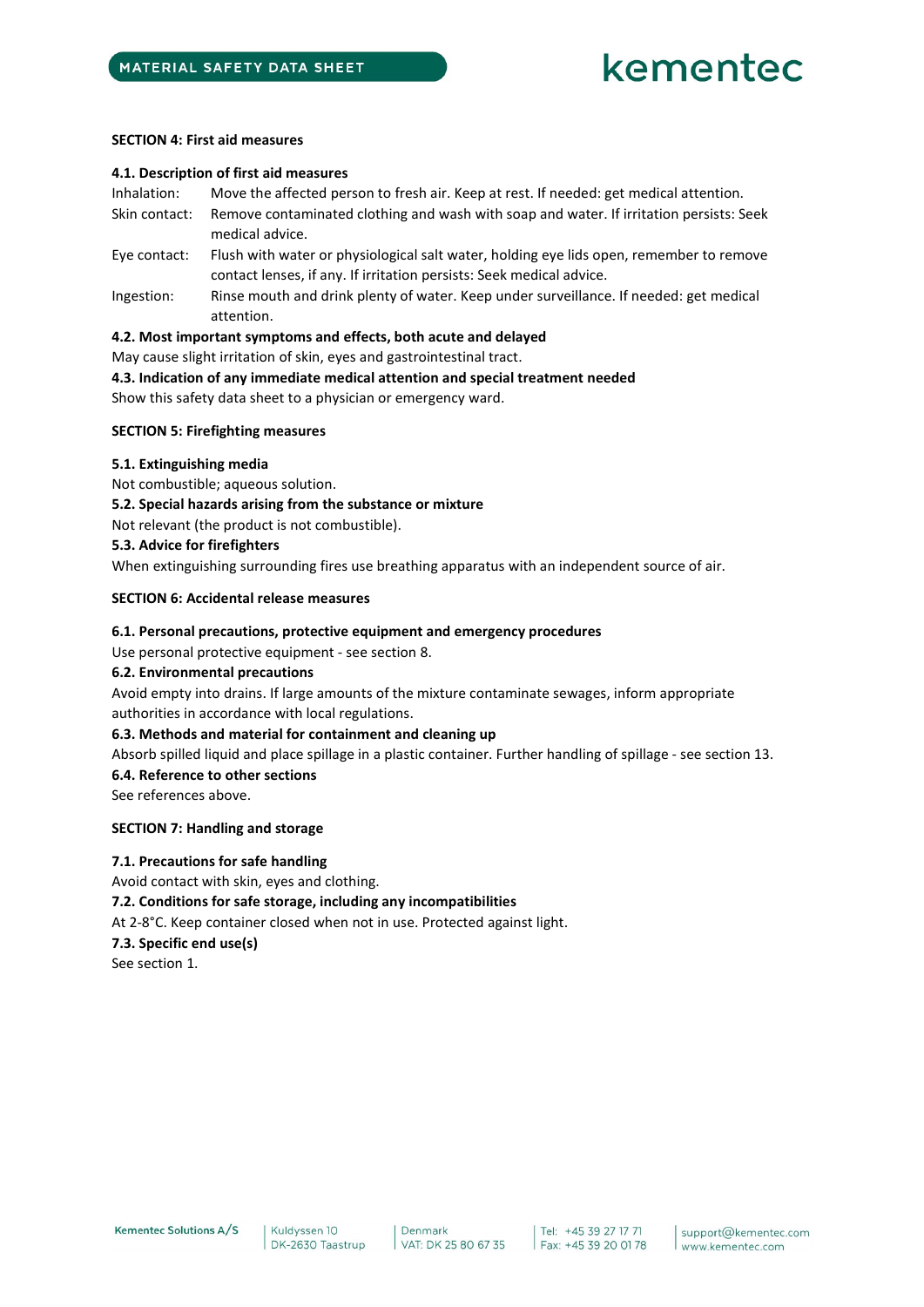## SECTION 4: First aid measures

### 4.1. Description of first aid measures

Inhalation: Move the affected person to fresh air. Keep at rest. If needed: get medical attention.

Skin contact: Remove contaminated clothing and wash with soap and water. If irritation persists: Seek medical advice.

Eye contact: Flush with water or physiological salt water, holding eye lids open, remember to remove contact lenses, if any. If irritation persists: Seek medical advice.

Ingestion: Rinse mouth and drink plenty of water. Keep under surveillance. If needed: get medical attention.

### 4.2. Most important symptoms and effects, both acute and delayed

May cause slight irritation of skin, eyes and gastrointestinal tract.

### 4.3. Indication of any immediate medical attention and special treatment needed

Show this safety data sheet to a physician or emergency ward.

## SECTION 5: Firefighting measures

### 5.1. Extinguishing media

Not combustible; aqueous solution.

### 5.2. Special hazards arising from the substance or mixture

Not relevant (the product is not combustible).

### 5.3. Advice for firefighters

When extinguishing surrounding fires use breathing apparatus with an independent source of air.

## SECTION 6: Accidental release measures

### 6.1. Personal precautions, protective equipment and emergency procedures

Use personal protective equipment - see section 8.

### 6.2. Environmental precautions

Avoid empty into drains. If large amounts of the mixture contaminate sewages, inform appropriate authorities in accordance with local regulations.

### 6.3. Methods and material for containment and cleaning up

Absorb spilled liquid and place spillage in a plastic container. Further handling of spillage - see section 13.

### 6.4. Reference to other sections

See references above.

## SECTION 7: Handling and storage

### 7.1. Precautions for safe handling

Avoid contact with skin, eyes and clothing.

### 7.2. Conditions for safe storage, including any incompatibilities

At 2-8°C. Keep container closed when not in use. Protected against light.

### 7.3. Specific end use(s)

See section 1.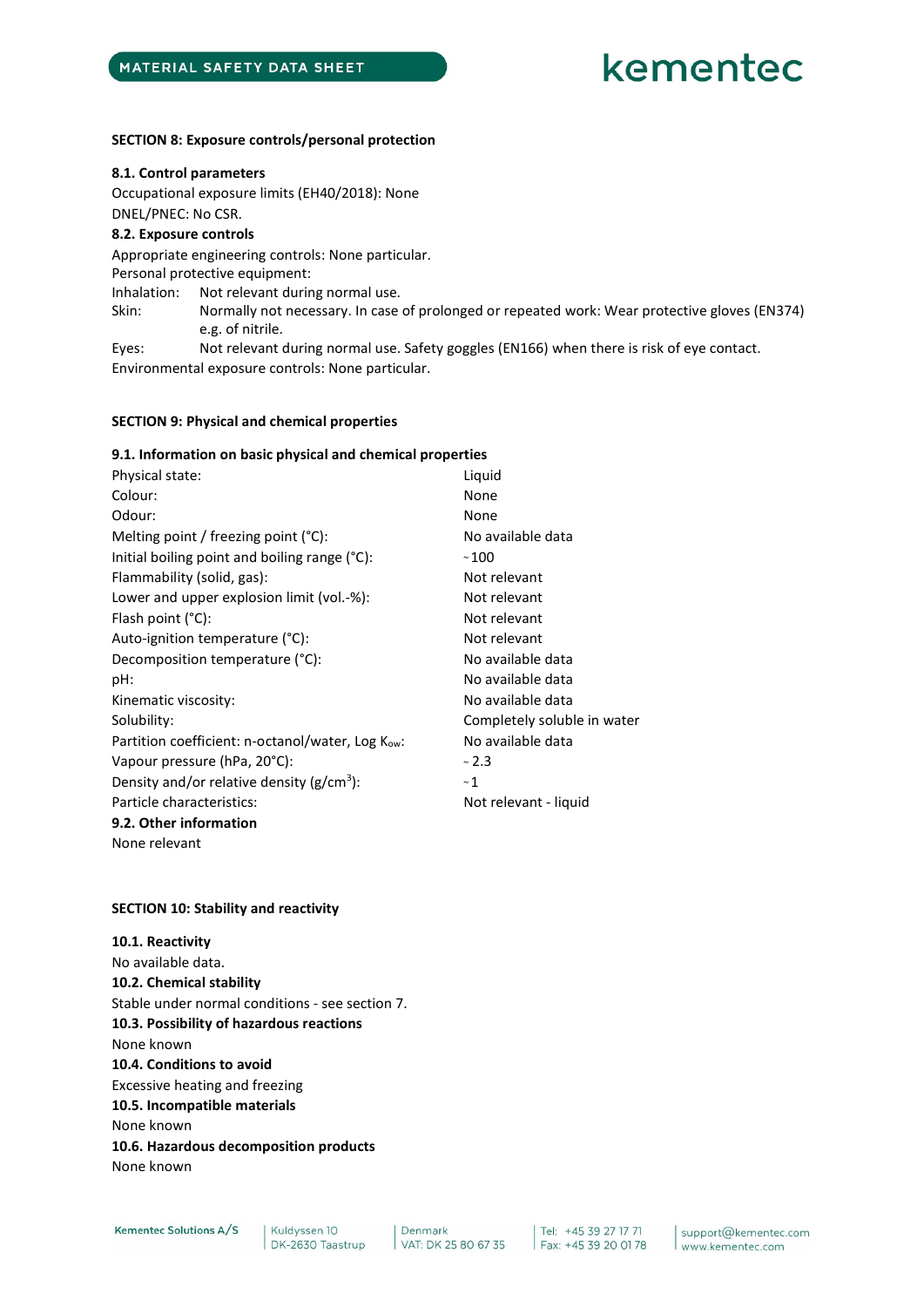## SECTION 8: Exposure controls/personal protection

**8.1. Control parameters**

Occupational exposure limits (EH40/2018): None

DNEL/PNEC: No CSR.

**8.2. Exposure controls**

Appropriate engineering controls: None particular.

Personal protective equipment:

| | |
|---|---|
| Inhalation: | Not relevant during normal use. |
| Skin: | Normally not necessary. In case of prolonged or repeated work: Wear protective gloves (EN374) e.g. of nitrile. |
| Eyes: | Not relevant during normal use. Safety goggles (EN166) when there is risk of eye contact. |

Environmental exposure controls: None particular.

## SECTION 9: Physical and chemical properties

**9.1. Information on basic physical and chemical properties**

| | |
|---|---|
| Physical state: | Liquid |
| Colour: | None |
| Odour: | None |
| Melting point / freezing point (°C): | No available data |
| Initial boiling point and boiling range (°C): | ~100 |
| Flammability (solid, gas): | Not relevant |
| Lower and upper explosion limit (vol.-%): | Not relevant |
| Flash point (°C): | Not relevant |
| Auto-ignition temperature (°C): | Not relevant |
| Decomposition temperature (°C): | No available data |
| pH: | No available data |
| Kinematic viscosity: | No available data |
| Solubility: | Completely soluble in water |
| Partition coefficient: n-octanol/water, Log $K_{ow}$: | No available data |
| Vapour pressure (hPa, 20°C): | ~ 2.3 |
| Density and/or relative density (g/cm$^3$): | ~ 1 |
| Particle characteristics: | Not relevant - liquid |

**9.2. Other information**

None relevant

## SECTION 10: Stability and reactivity

**10.1. Reactivity**

No available data.

**10.2. Chemical stability**

Stable under normal conditions - see section 7.

**10.3. Possibility of hazardous reactions**

None known

**10.4. Conditions to avoid**

Excessive heating and freezing

**10.5. Incompatible materials**

None known

**10.6. Hazardous decomposition products**

None known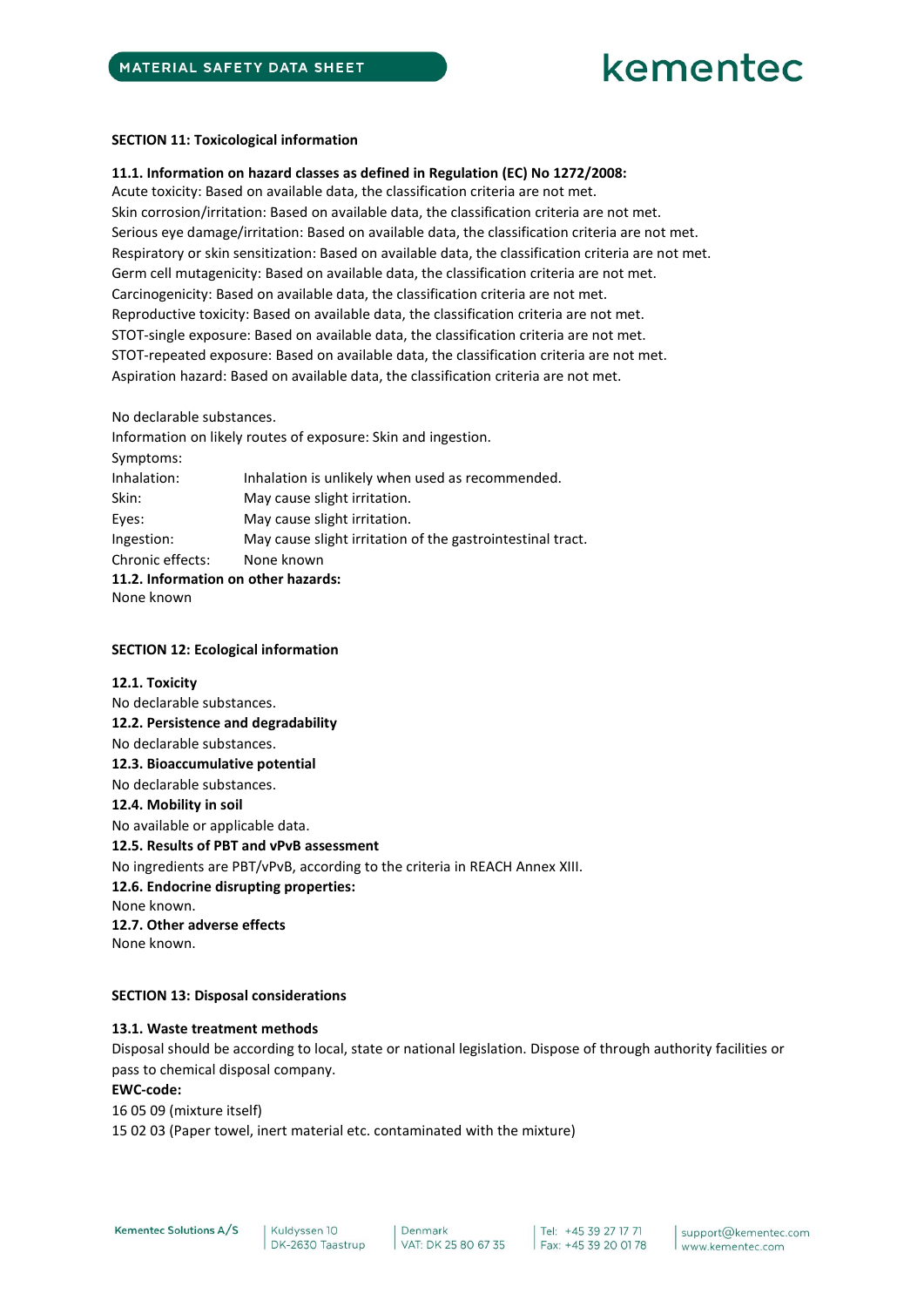## SECTION 11: Toxicological information

### 11.1. Information on hazard classes as defined in Regulation (EC) No 1272/2008:

Acute toxicity: Based on available data, the classification criteria are not met.
Skin corrosion/irritation: Based on available data, the classification criteria are not met.
Serious eye damage/irritation: Based on available data, the classification criteria are not met.
Respiratory or skin sensitization: Based on available data, the classification criteria are not met.
Germ cell mutagenicity: Based on available data, the classification criteria are not met.
Carcinogenicity: Based on available data, the classification criteria are not met.
Reproductive toxicity: Based on available data, the classification criteria are not met.
STOT-single exposure: Based on available data, the classification criteria are not met.
STOT-repeated exposure: Based on available data, the classification criteria are not met.
Aspiration hazard: Based on available data, the classification criteria are not met.

No declarable substances.
Information on likely routes of exposure: Skin and ingestion.
Symptoms:

| | |
|---|---|
| Inhalation: | Inhalation is unlikely when used as recommended. |
| Skin: | May cause slight irritation. |
| Eyes: | May cause slight irritation. |
| Ingestion: | May cause slight irritation of the gastrointestinal tract. |
| Chronic effects: | None known |

### 11.2. Information on other hazards:

None known

## SECTION 12: Ecological information

### 12.1. Toxicity

No declarable substances.

### 12.2. Persistence and degradability

No declarable substances.

### 12.3. Bioaccumulative potential

No declarable substances.

### 12.4. Mobility in soil

No available or applicable data.

### 12.5. Results of PBT and vPvB assessment

No ingredients are PBT/vPvB, according to the criteria in REACH Annex XIII.

### 12.6. Endocrine disrupting properties:

None known.

### 12.7. Other adverse effects

None known.

## SECTION 13: Disposal considerations

### 13.1. Waste treatment methods

Disposal should be according to local, state or national legislation. Dispose of through authority facilities or pass to chemical disposal company.

**EWC-code:**

16 05 09 (mixture itself)
15 02 03 (Paper towel, inert material etc. contaminated with the mixture)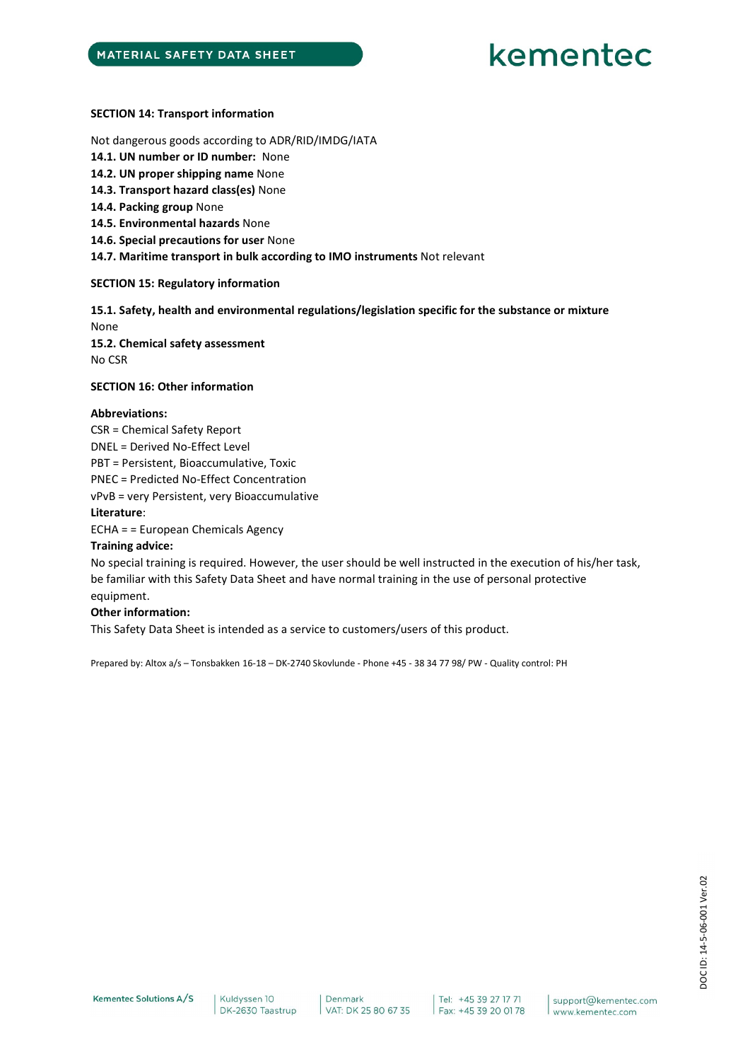**SECTION 14: Transport information**

Not dangerous goods according to ADR/RID/IMDG/IATA

**14.1. UN number or ID number:** None

**14.2. UN proper shipping name** None

**14.3. Transport hazard class(es)** None

**14.4. Packing group** None

**14.5. Environmental hazards** None

**14.6. Special precautions for user** None

**14.7. Maritime transport in bulk according to IMO instruments** Not relevant

**SECTION 15: Regulatory information**

**15.1. Safety, health and environmental regulations/legislation specific for the substance or mixture**

None

**15.2. Chemical safety assessment**

No CSR

**SECTION 16: Other information**

**Abbreviations:**

CSR = Chemical Safety Report

DNEL = Derived No-Effect Level

PBT = Persistent, Bioaccumulative, Toxic

PNEC = Predicted No-Effect Concentration

vPvB = very Persistent, very Bioaccumulative

**Literature**:

ECHA = = European Chemicals Agency

**Training advice:**

No special training is required. However, the user should be well instructed in the execution of his/her task, be familiar with this Safety Data Sheet and have normal training in the use of personal protective equipment.

**Other information:**

This Safety Data Sheet is intended as a service to customers/users of this product.

Prepared by: Altox a/s – Tonsbakken 16-18 – DK-2740 Skovlunde - Phone +45 - 38 34 77 98/ PW - Quality control: PH